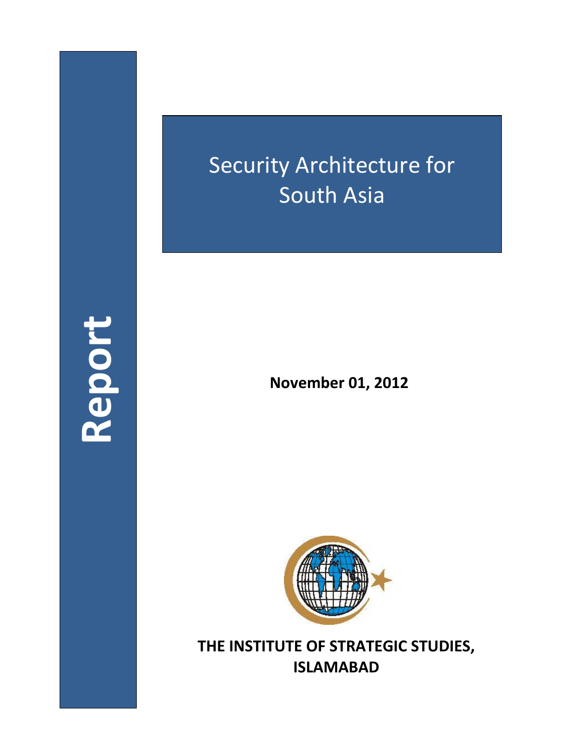Report

# Security Architecture for South Asia

**November 01, 2012**

**THE INSTITUTE OF STRATEGIC STUDIES, ISLAMABAD**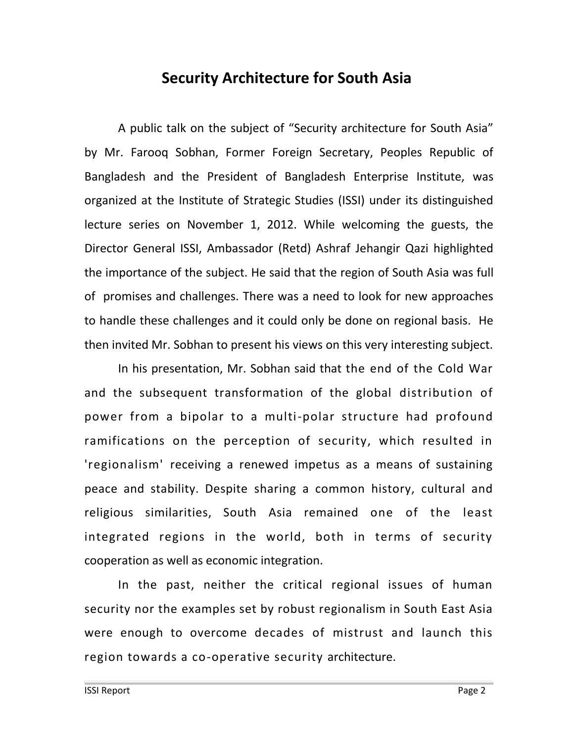# Security Architecture for South Asia

A public talk on the subject of "Security architecture for South Asia" by Mr. Farooq Sobhan, Former Foreign Secretary, Peoples Republic of Bangladesh and the President of Bangladesh Enterprise Institute, was organized at the Institute of Strategic Studies (ISSI) under its distinguished lecture series on November 1, 2012. While welcoming the guests, the Director General ISSI, Ambassador (Retd) Ashraf Jehangir Qazi highlighted the importance of the subject. He said that the region of South Asia was full of promises and challenges. There was a need to look for new approaches to handle these challenges and it could only be done on regional basis. He then invited Mr. Sobhan to present his views on this very interesting subject.

In his presentation, Mr. Sobhan said that the end of the Cold War and the subsequent transformation of the global distribution of power from a bipolar to a multi-polar structure had profound ramifications on the perception of security, which resulted in 'regionalism' receiving a renewed impetus as a means of sustaining peace and stability. Despite sharing a common history, cultural and religious similarities, South Asia remained one of the least integrated regions in the world, both in terms of security cooperation as well as economic integration.

In the past, neither the critical regional issues of human security nor the examples set by robust regionalism in South East Asia were enough to overcome decades of mistrust and launch this region towards a co-operative security architecture.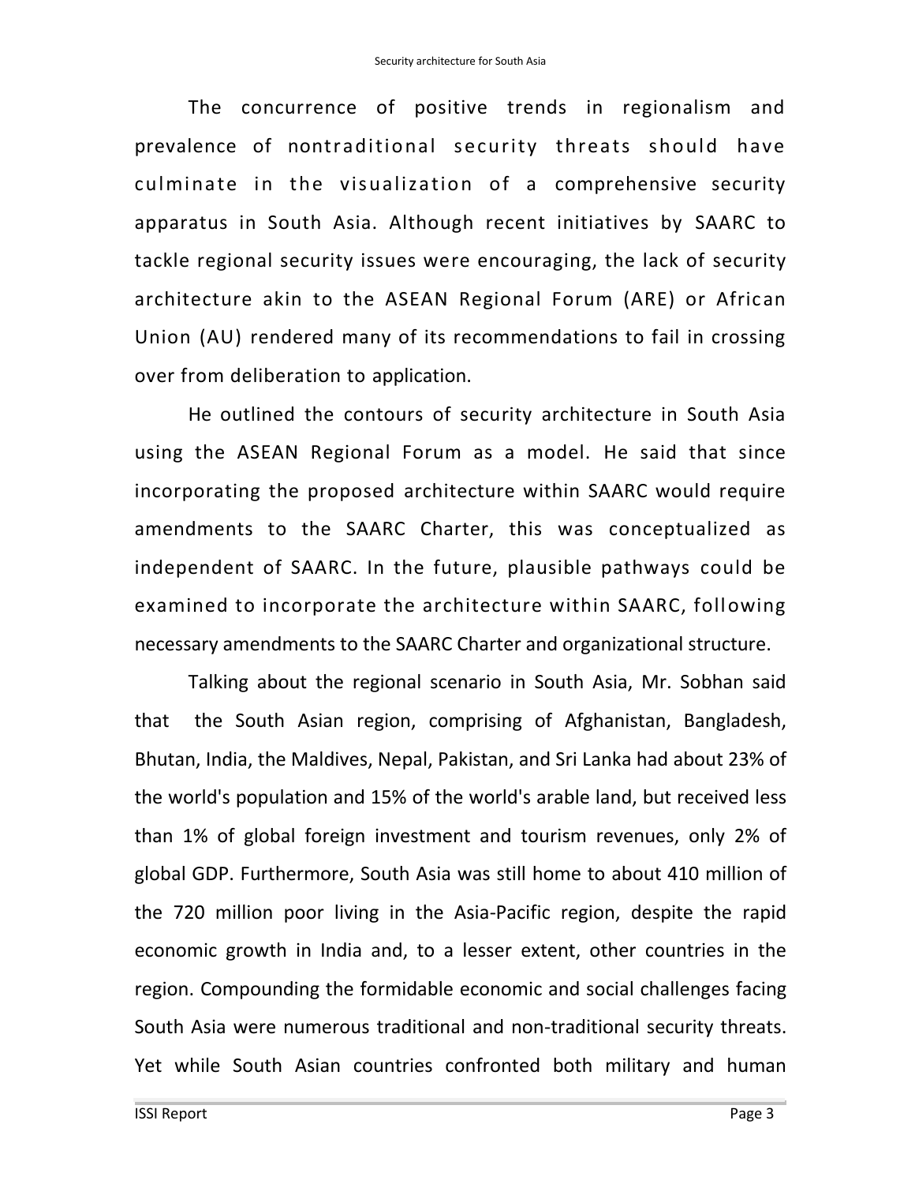The concurrence of positive trends in regionalism and prevalence of nontraditional security threats should have culminate in the visualization of a comprehensive security apparatus in South Asia. Although recent initiatives by SAARC to tackle regional security issues were encouraging, the lack of security architecture akin to the ASEAN Regional Forum (ARE) or African Union (AU) rendered many of its recommendations to fail in crossing over from deliberation to application.

He outlined the contours of security architecture in South Asia using the ASEAN Regional Forum as a model. He said that since incorporating the proposed architecture within SAARC would require amendments to the SAARC Charter, this was conceptualized as independent of SAARC. In the future, plausible pathways could be examined to incorporate the architecture within SAARC, following necessary amendments to the SAARC Charter and organizational structure.

Talking about the regional scenario in South Asia, Mr. Sobhan said that the South Asian region, comprising of Afghanistan, Bangladesh, Bhutan, India, the Maldives, Nepal, Pakistan, and Sri Lanka had about 23% of the world's population and 15% of the world's arable land, but received less than 1% of global foreign investment and tourism revenues, only 2% of global GDP. Furthermore, South Asia was still home to about 410 million of the 720 million poor living in the Asia-Pacific region, despite the rapid economic growth in India and, to a lesser extent, other countries in the region. Compounding the formidable economic and social challenges facing South Asia were numerous traditional and non-traditional security threats. Yet while South Asian countries confronted both military and human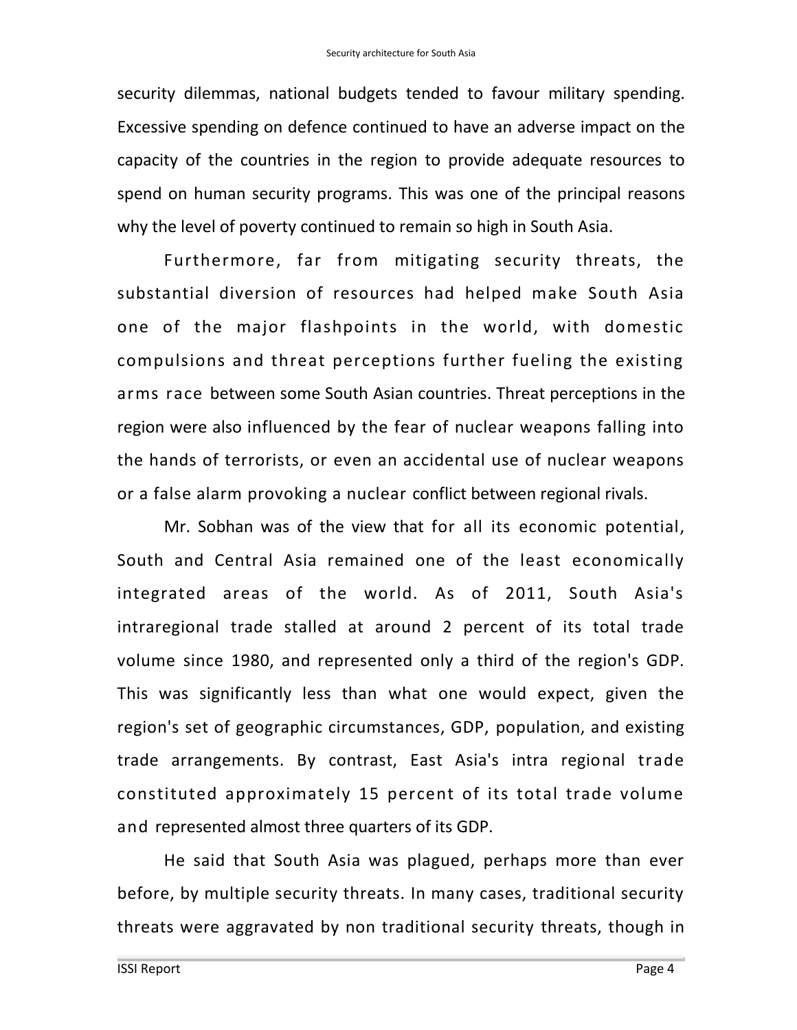security dilemmas, national budgets tended to favour military spending. Excessive spending on defence continued to have an adverse impact on the capacity of the countries in the region to provide adequate resources to spend on human security programs. This was one of the principal reasons why the level of poverty continued to remain so high in South Asia.

Furthermore, far from mitigating security threats, the substantial diversion of resources had helped make South Asia one of the major flashpoints in the world, with domestic compulsions and threat perceptions further fueling the existing arms race between some South Asian countries. Threat perceptions in the region were also influenced by the fear of nuclear weapons falling into the hands of terrorists, or even an accidental use of nuclear weapons or a false alarm provoking a nuclear conflict between regional rivals.

Mr. Sobhan was of the view that for all its economic potential, South and Central Asia remained one of the least economically integrated areas of the world. As of 2011, South Asia's intraregional trade stalled at around 2 percent of its total trade volume since 1980, and represented only a third of the region's GDP. This was significantly less than what one would expect, given the region's set of geographic circumstances, GDP, population, and existing trade arrangements. By contrast, East Asia's intra regional trade constituted approximately 15 percent of its total trade volume and represented almost three quarters of its GDP.

He said that South Asia was plagued, perhaps more than ever before, by multiple security threats. In many cases, traditional security threats were aggravated by non traditional security threats, though in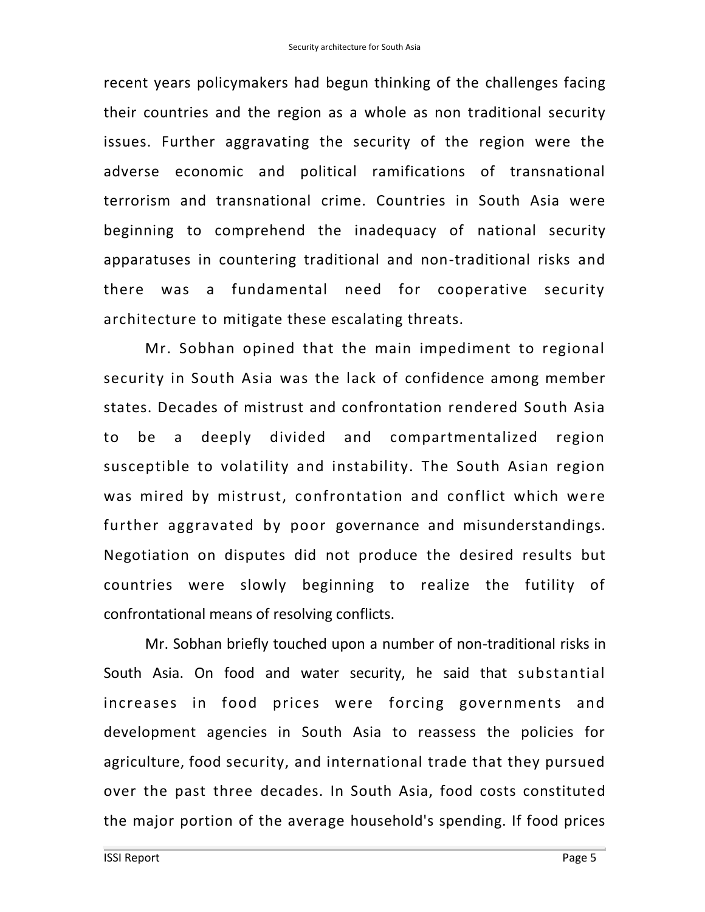recent years policymakers had begun thinking of the challenges facing their countries and the region as a whole as non traditional security issues. Further aggravating the security of the region were the adverse economic and political ramifications of transnational terrorism and transnational crime. Countries in South Asia were beginning to comprehend the inadequacy of national security apparatuses in countering traditional and non-traditional risks and there was a fundamental need for cooperative security architecture to mitigate these escalating threats.

Mr. Sobhan opined that the main impediment to regional security in South Asia was the lack of confidence among member states. Decades of mistrust and confrontation rendered South Asia to be a deeply divided and compartmentalized region susceptible to volatility and instability. The South Asian region was mired by mistrust, confrontation and conflict which were further aggravated by poor governance and misunderstandings. Negotiation on disputes did not produce the desired results but countries were slowly beginning to realize the futility of confrontational means of resolving conflicts.

Mr. Sobhan briefly touched upon a number of non-traditional risks in South Asia. On food and water security, he said that substantial increases in food prices were forcing governments and development agencies in South Asia to reassess the policies for agriculture, food security, and international trade that they pursued over the past three decades. In South Asia, food costs constituted the major portion of the average household's spending. If food prices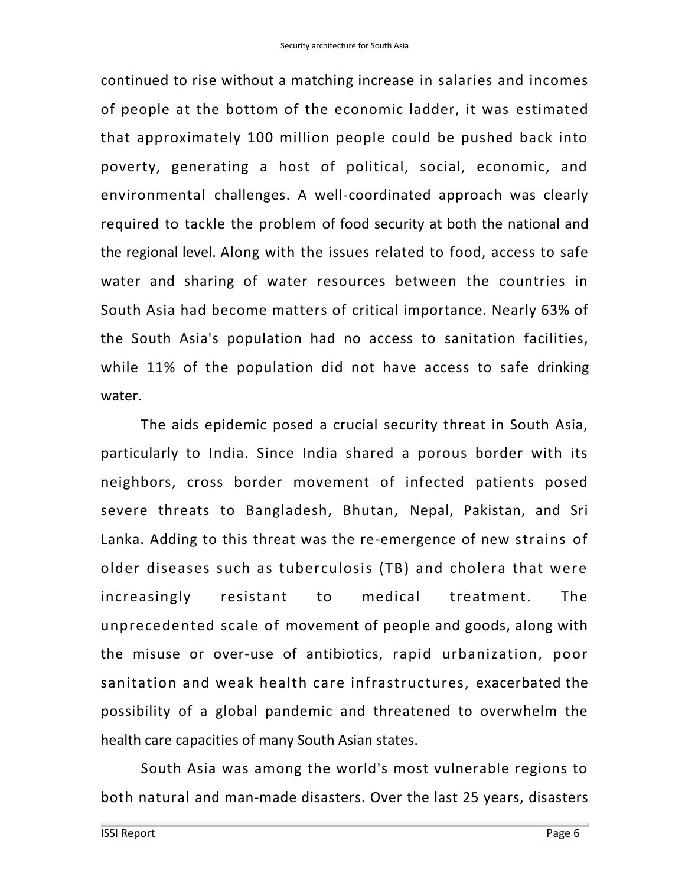continued to rise without a matching increase in salaries and incomes of people at the bottom of the economic ladder, it was estimated that approximately 100 million people could be pushed back into poverty, generating a host of political, social, economic, and environmental challenges. A well-coordinated approach was clearly required to tackle the problem of food security at both the national and the regional level. Along with the issues related to food, access to safe water and sharing of water resources between the countries in South Asia had become matters of critical importance. Nearly 63% of the South Asia's population had no access to sanitation facilities, while 11% of the population did not have access to safe drinking water.

The aids epidemic posed a crucial security threat in South Asia, particularly to India. Since India shared a porous border with its neighbors, cross border movement of infected patients posed severe threats to Bangladesh, Bhutan, Nepal, Pakistan, and Sri Lanka. Adding to this threat was the re-emergence of new strains of older diseases such as tuberculosis (TB) and cholera that were increasingly resistant to medical treatment. The unprecedented scale of movement of people and goods, along with the misuse or over-use of antibiotics, rapid urbanization, poor sanitation and weak health care infrastructures, exacerbated the possibility of a global pandemic and threatened to overwhelm the health care capacities of many South Asian states.

South Asia was among the world's most vulnerable regions to both natural and man-made disasters. Over the last 25 years, disasters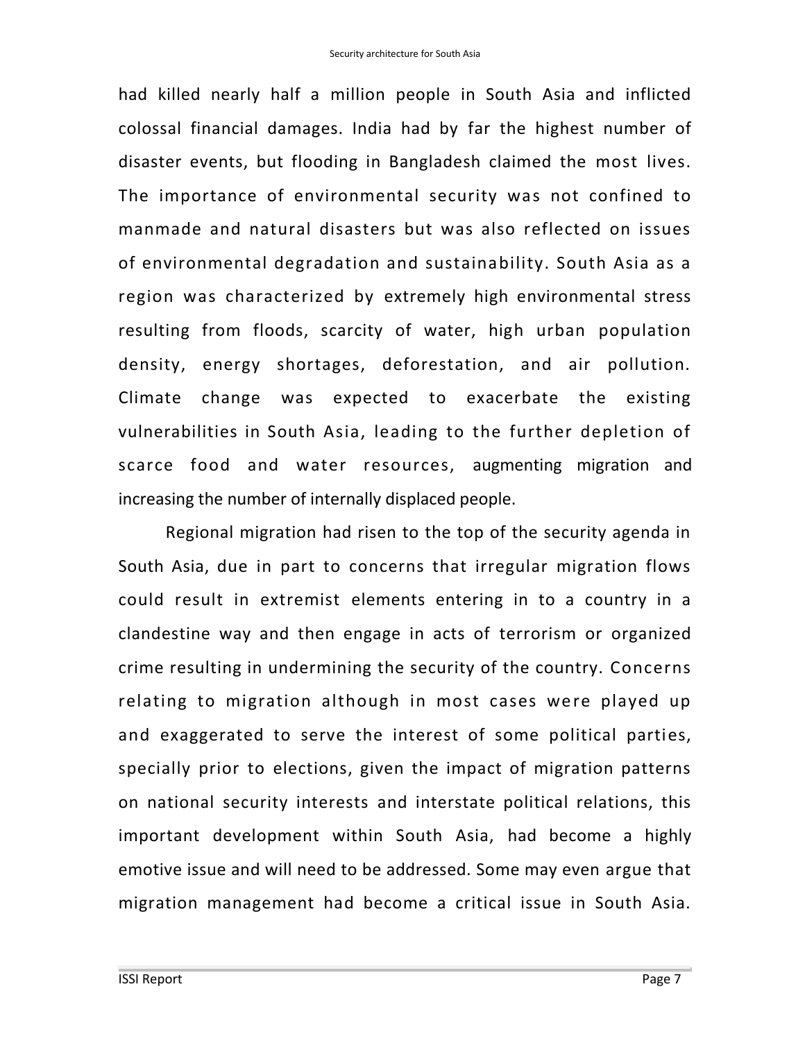had killed nearly half a million people in South Asia and inflicted colossal financial damages. India had by far the highest number of disaster events, but flooding in Bangladesh claimed the most lives. The importance of environmental security was not confined to manmade and natural disasters but was also reflected on issues of environmental degradation and sustainability. South Asia as a region was characterized by extremely high environmental stress resulting from floods, scarcity of water, high urban population density, energy shortages, deforestation, and air pollution. Climate change was expected to exacerbate the existing vulnerabilities in South Asia, leading to the further depletion of scarce food and water resources, augmenting migration and increasing the number of internally displaced people.

Regional migration had risen to the top of the security agenda in South Asia, due in part to concerns that irregular migration flows could result in extremist elements entering in to a country in a clandestine way and then engage in acts of terrorism or organized crime resulting in undermining the security of the country. Concerns relating to migration although in most cases were played up and exaggerated to serve the interest of some political parties, specially prior to elections, given the impact of migration patterns on national security interests and interstate political relations, this important development within South Asia, had become a highly emotive issue and will need to be addressed. Some may even argue that migration management had become a critical issue in South Asia.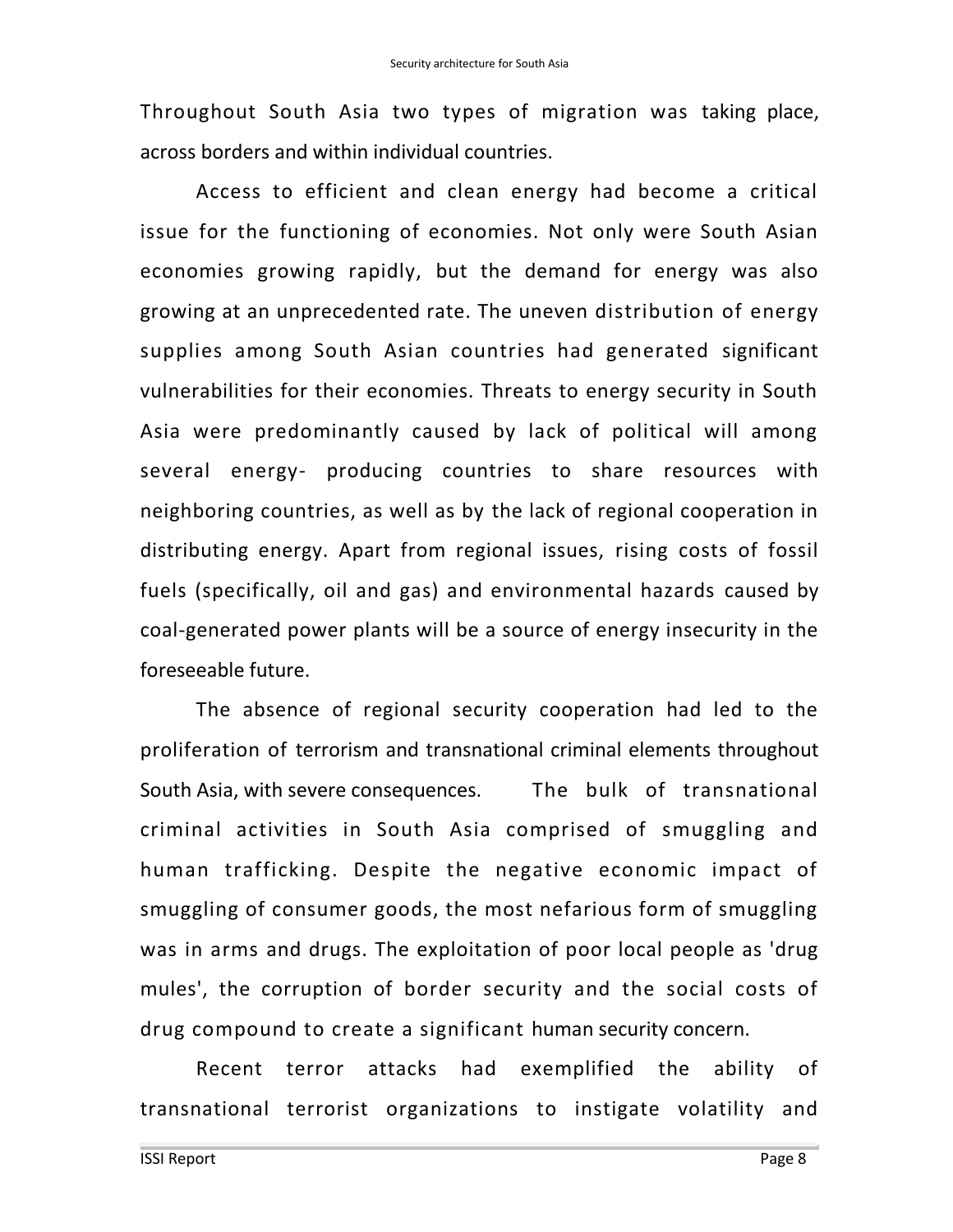Throughout South Asia two types of migration was taking place, across borders and within individual countries.

Access to efficient and clean energy had become a critical issue for the functioning of economies. Not only were South Asian economies growing rapidly, but the demand for energy was also growing at an unprecedented rate. The uneven distribution of energy supplies among South Asian countries had generated significant vulnerabilities for their economies. Threats to energy security in South Asia were predominantly caused by lack of political will among several energy- producing countries to share resources with neighboring countries, as well as by the lack of regional cooperation in distributing energy. Apart from regional issues, rising costs of fossil fuels (specifically, oil and gas) and environmental hazards caused by coal-generated power plants will be a source of energy insecurity in the foreseeable future.

The absence of regional security cooperation had led to the proliferation of terrorism and transnational criminal elements throughout South Asia, with severe consequences. The bulk of transnational criminal activities in South Asia comprised of smuggling and human trafficking. Despite the negative economic impact of smuggling of consumer goods, the most nefarious form of smuggling was in arms and drugs. The exploitation of poor local people as 'drug mules', the corruption of border security and the social costs of drug compound to create a significant human security concern.

Recent terror attacks had exemplified the ability of transnational terrorist organizations to instigate volatility and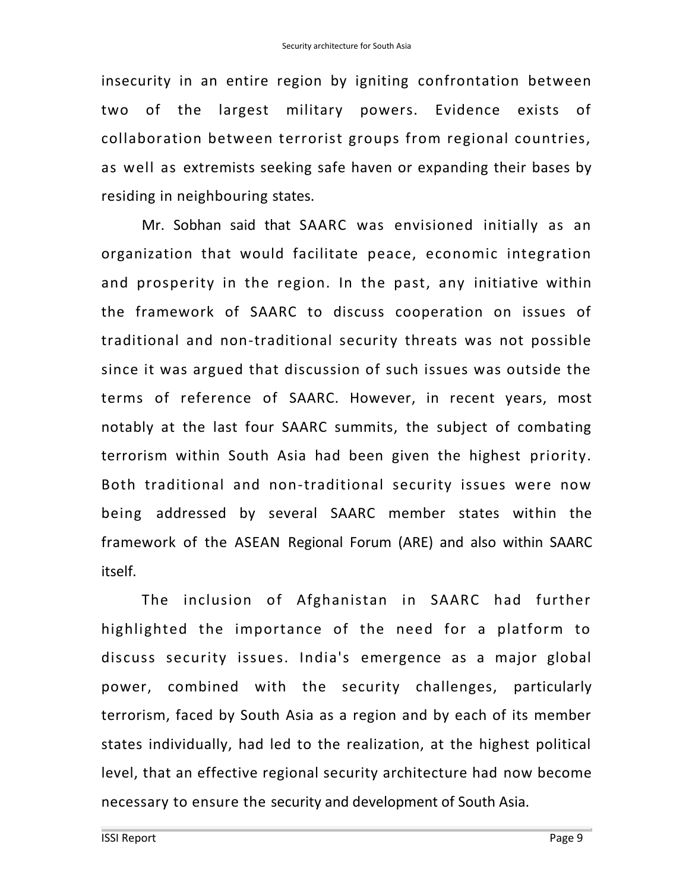insecurity in an entire region by igniting confrontation between two of the largest military powers. Evidence exists of collaboration between terrorist groups from regional countries, as well as extremists seeking safe haven or expanding their bases by residing in neighbouring states.

Mr. Sobhan said that SAARC was envisioned initially as an organization that would facilitate peace, economic integration and prosperity in the region. In the past, any initiative within the framework of SAARC to discuss cooperation on issues of traditional and non-traditional security threats was not possible since it was argued that discussion of such issues was outside the terms of reference of SAARC. However, in recent years, most notably at the last four SAARC summits, the subject of combating terrorism within South Asia had been given the highest priority. Both traditional and non-traditional security issues were now being addressed by several SAARC member states within the framework of the ASEAN Regional Forum (ARE) and also within SAARC itself.

The inclusion of Afghanistan in SAARC had further highlighted the importance of the need for a platform to discuss security issues. India's emergence as a major global power, combined with the security challenges, particularly terrorism, faced by South Asia as a region and by each of its member states individually, had led to the realization, at the highest political level, that an effective regional security architecture had now become necessary to ensure the security and development of South Asia.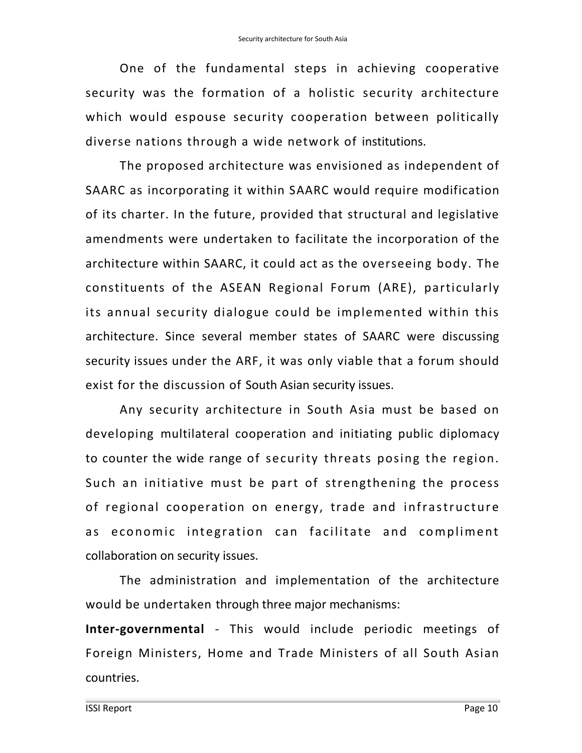One of the fundamental steps in achieving cooperative security was the formation of a holistic security architecture which would espouse security cooperation between politically diverse nations through a wide network of institutions.

The proposed architecture was envisioned as independent of SAARC as incorporating it within SAARC would require modification of its charter. In the future, provided that structural and legislative amendments were undertaken to facilitate the incorporation of the architecture within SAARC, it could act as the overseeing body. The constituents of the ASEAN Regional Forum (ARE), particularly its annual security dialogue could be implemented within this architecture. Since several member states of SAARC were discussing security issues under the ARF, it was only viable that a forum should exist for the discussion of South Asian security issues.

Any security architecture in South Asia must be based on developing multilateral cooperation and initiating public diplomacy to counter the wide range of security threats posing the region. Such an initiative must be part of strengthening the process of regional cooperation on energy, trade and infrastructure as economic integration can facilitate and compliment collaboration on security issues.

The administration and implementation of the architecture would be undertaken through three major mechanisms:

**Inter-governmental** - This would include periodic meetings of Foreign Ministers, Home and Trade Ministers of all South Asian countries.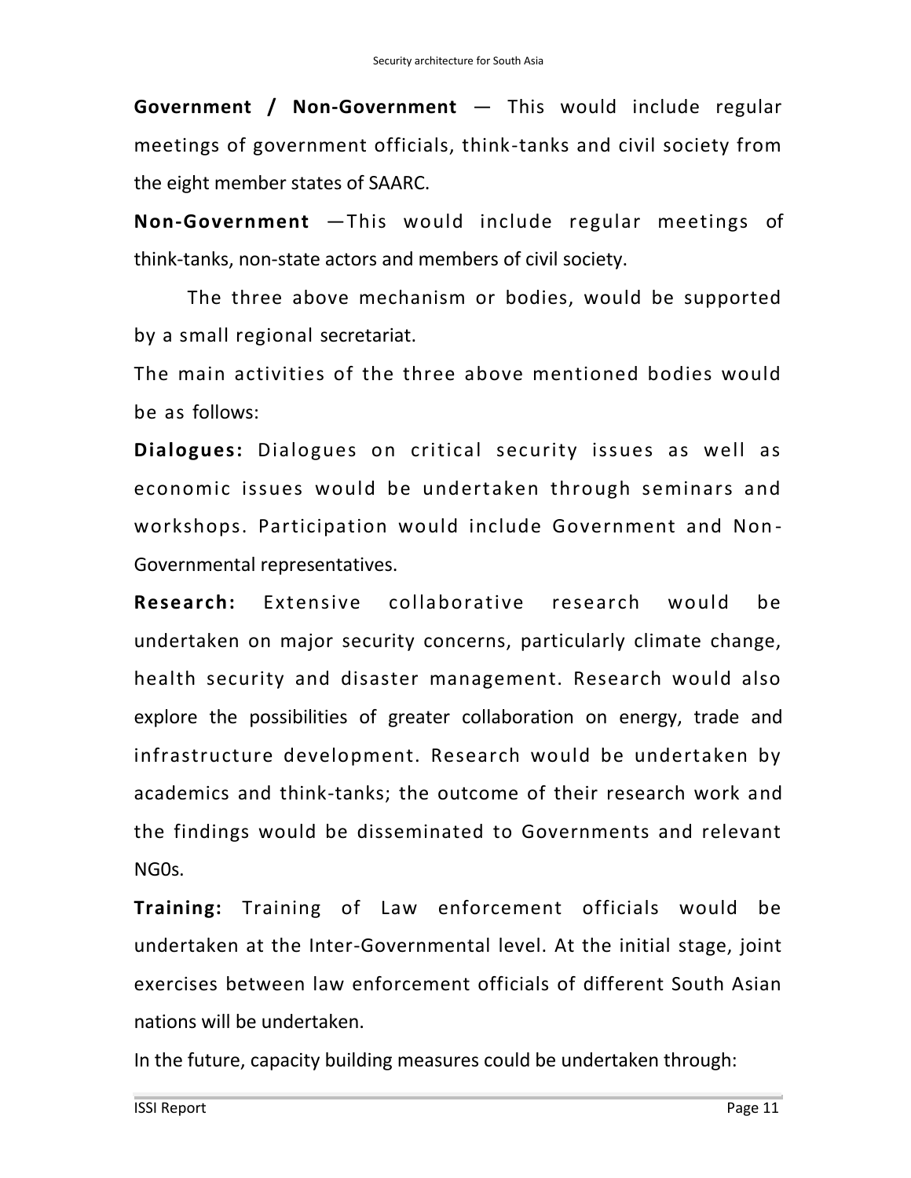**Government / Non-Government** — This would include regular meetings of government officials, think-tanks and civil society from the eight member states of SAARC.

**Non-Government** —This would include regular meetings of think-tanks, non-state actors and members of civil society.

The three above mechanism or bodies, would be supported by a small regional secretariat.

The main activities of the three above mentioned bodies would be as follows:

**Dialogues:** Dialogues on critical security issues as well as economic issues would be undertaken through seminars and workshops. Participation would include Government and Non-Governmental representatives.

**Research:** Extensive collaborative research would be undertaken on major security concerns, particularly climate change, health security and disaster management. Research would also explore the possibilities of greater collaboration on energy, trade and infrastructure development. Research would be undertaken by academics and think-tanks; the outcome of their research work and the findings would be disseminated to Governments and relevant NG0s.

**Training:** Training of Law enforcement officials would be undertaken at the Inter-Governmental level. At the initial stage, joint exercises between law enforcement officials of different South Asian nations will be undertaken.

In the future, capacity building measures could be undertaken through: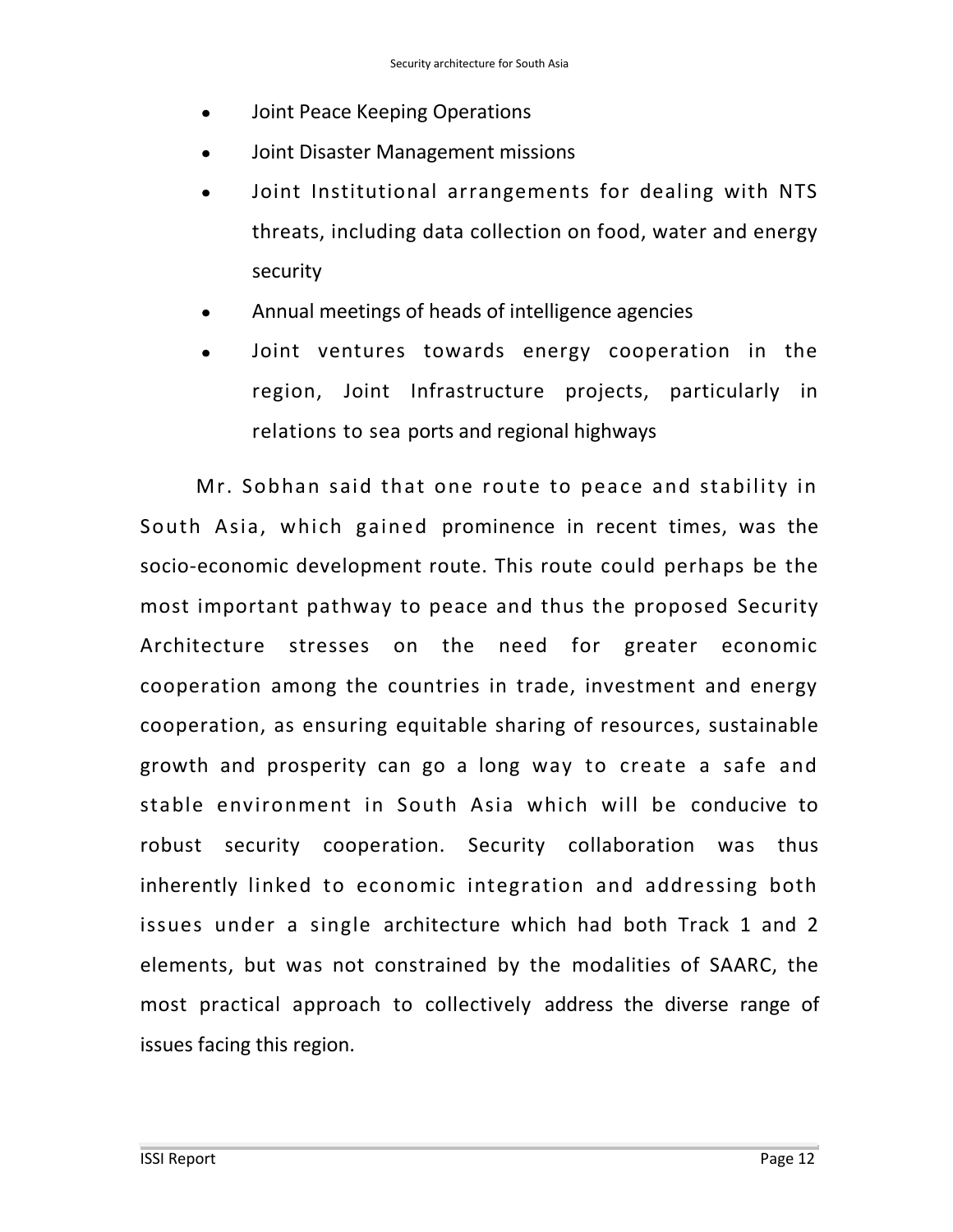- Joint Peace Keeping Operations
- Joint Disaster Management missions
- Joint Institutional arrangements for dealing with NTS threats, including data collection on food, water and energy security
- Annual meetings of heads of intelligence agencies
- Joint ventures towards energy cooperation in the region, Joint Infrastructure projects, particularly in relations to sea ports and regional highways

Mr. Sobhan said that one route to peace and stability in South Asia, which gained prominence in recent times, was the socio-economic development route. This route could perhaps be the most important pathway to peace and thus the proposed Security Architecture stresses on the need for greater economic cooperation among the countries in trade, investment and energy cooperation, as ensuring equitable sharing of resources, sustainable growth and prosperity can go a long way to create a safe and stable environment in South Asia which will be conducive to robust security cooperation. Security collaboration was thus inherently linked to economic integration and addressing both issues under a single architecture which had both Track 1 and 2 elements, but was not constrained by the modalities of SAARC, the most practical approach to collectively address the diverse range of issues facing this region.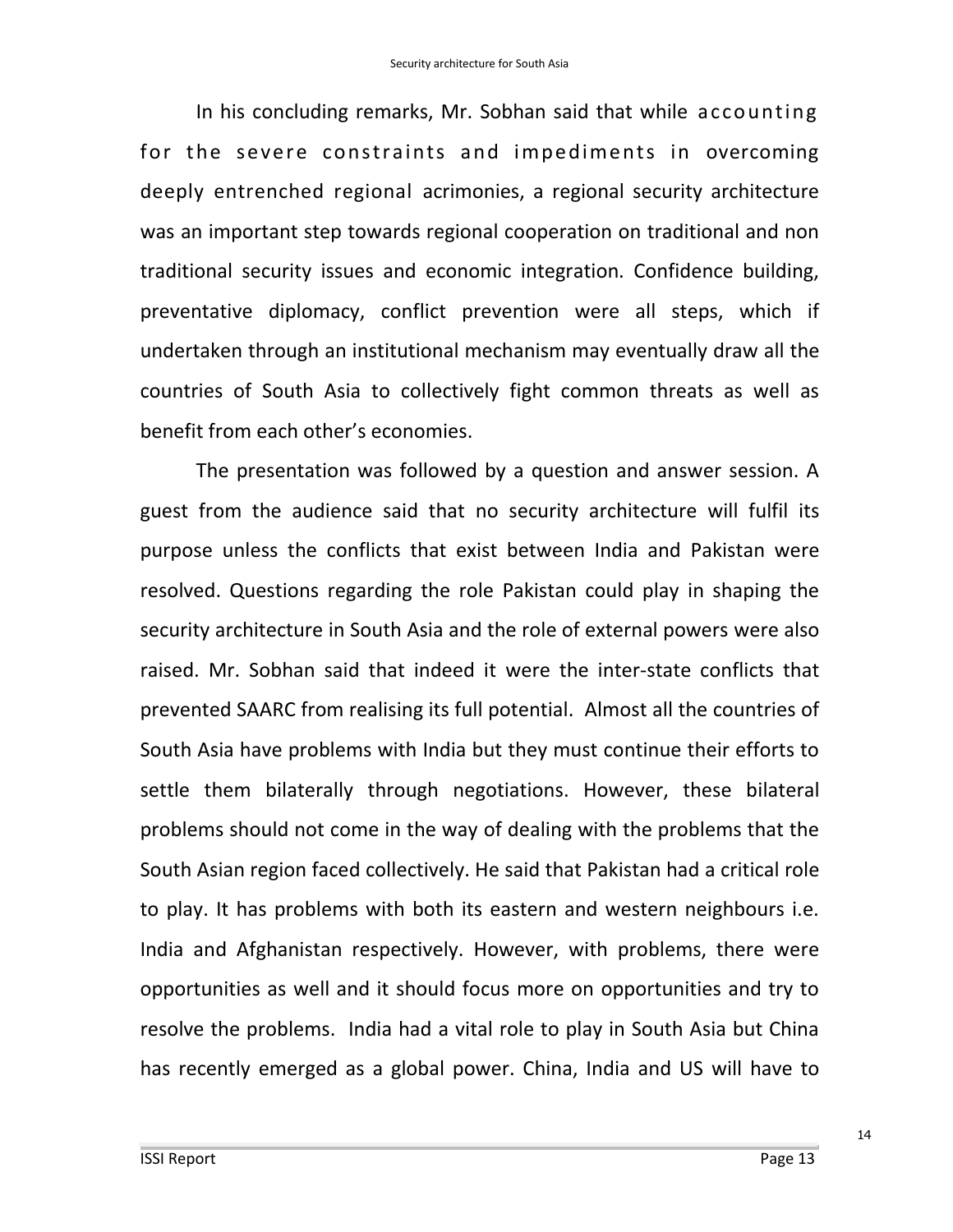In his concluding remarks, Mr. Sobhan said that while accounting for the severe constraints and impediments in overcoming deeply entrenched regional acrimonies, a regional security architecture was an important step towards regional cooperation on traditional and non traditional security issues and economic integration. Confidence building, preventative diplomacy, conflict prevention were all steps, which if undertaken through an institutional mechanism may eventually draw all the countries of South Asia to collectively fight common threats as well as benefit from each other's economies.

The presentation was followed by a question and answer session. A guest from the audience said that no security architecture will fulfil its purpose unless the conflicts that exist between India and Pakistan were resolved. Questions regarding the role Pakistan could play in shaping the security architecture in South Asia and the role of external powers were also raised. Mr. Sobhan said that indeed it were the inter-state conflicts that prevented SAARC from realising its full potential. Almost all the countries of South Asia have problems with India but they must continue their efforts to settle them bilaterally through negotiations. However, these bilateral problems should not come in the way of dealing with the problems that the South Asian region faced collectively. He said that Pakistan had a critical role to play. It has problems with both its eastern and western neighbours i.e. India and Afghanistan respectively. However, with problems, there were opportunities as well and it should focus more on opportunities and try to resolve the problems. India had a vital role to play in South Asia but China has recently emerged as a global power. China, India and US will have to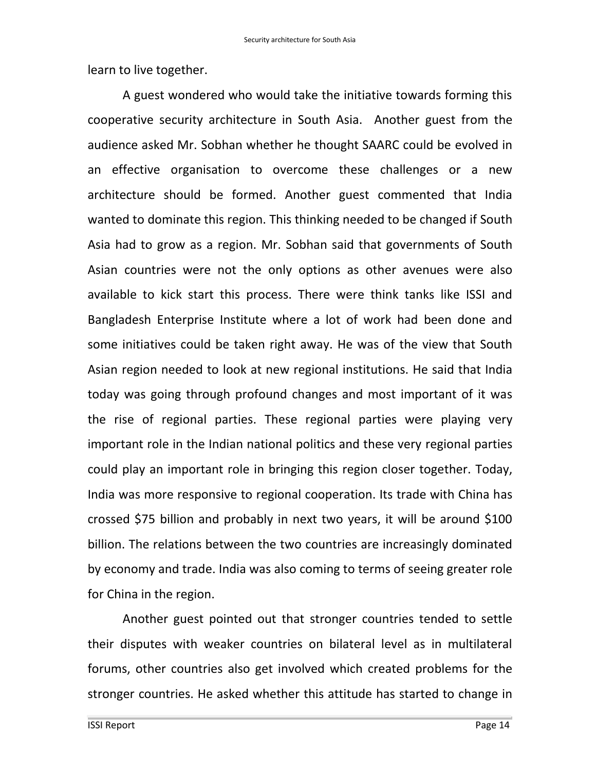learn to live together.

A guest wondered who would take the initiative towards forming this cooperative security architecture in South Asia. Another guest from the audience asked Mr. Sobhan whether he thought SAARC could be evolved in an effective organisation to overcome these challenges or a new architecture should be formed. Another guest commented that India wanted to dominate this region. This thinking needed to be changed if South Asia had to grow as a region. Mr. Sobhan said that governments of South Asian countries were not the only options as other avenues were also available to kick start this process. There were think tanks like ISSI and Bangladesh Enterprise Institute where a lot of work had been done and some initiatives could be taken right away. He was of the view that South Asian region needed to look at new regional institutions. He said that India today was going through profound changes and most important of it was the rise of regional parties. These regional parties were playing very important role in the Indian national politics and these very regional parties could play an important role in bringing this region closer together. Today, India was more responsive to regional cooperation. Its trade with China has crossed $75 billion and probably in next two years, it will be around $100 billion. The relations between the two countries are increasingly dominated by economy and trade. India was also coming to terms of seeing greater role for China in the region.

Another guest pointed out that stronger countries tended to settle their disputes with weaker countries on bilateral level as in multilateral forums, other countries also get involved which created problems for the stronger countries. He asked whether this attitude has started to change in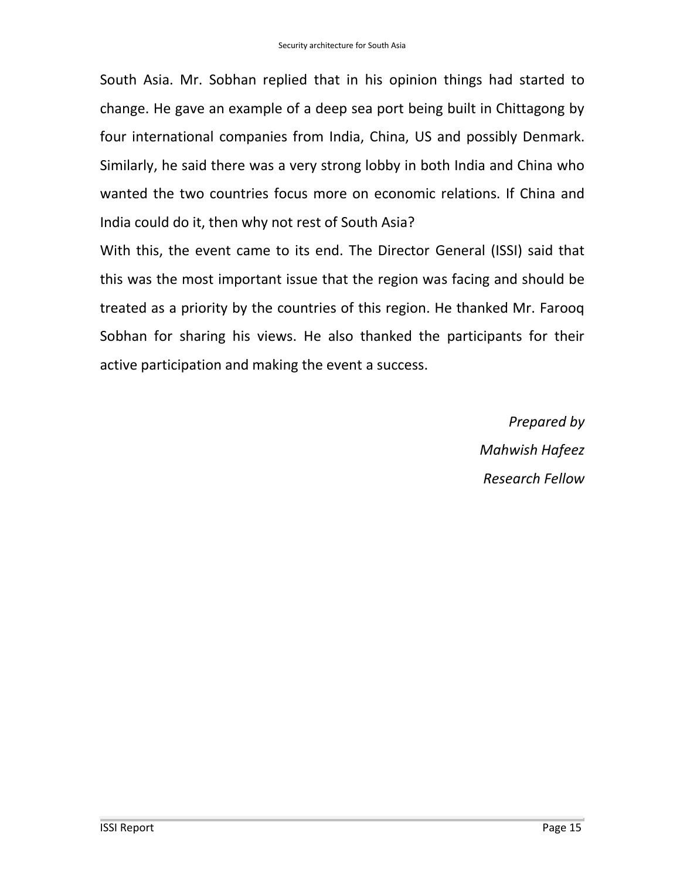South Asia. Mr. Sobhan replied that in his opinion things had started to change. He gave an example of a deep sea port being built in Chittagong by four international companies from India, China, US and possibly Denmark. Similarly, he said there was a very strong lobby in both India and China who wanted the two countries focus more on economic relations. If China and India could do it, then why not rest of South Asia?

With this, the event came to its end. The Director General (ISSI) said that this was the most important issue that the region was facing and should be treated as a priority by the countries of this region. He thanked Mr. Farooq Sobhan for sharing his views. He also thanked the participants for their active participation and making the event a success.

*Prepared by*
*Mahwish Hafeez*
*Research Fellow*